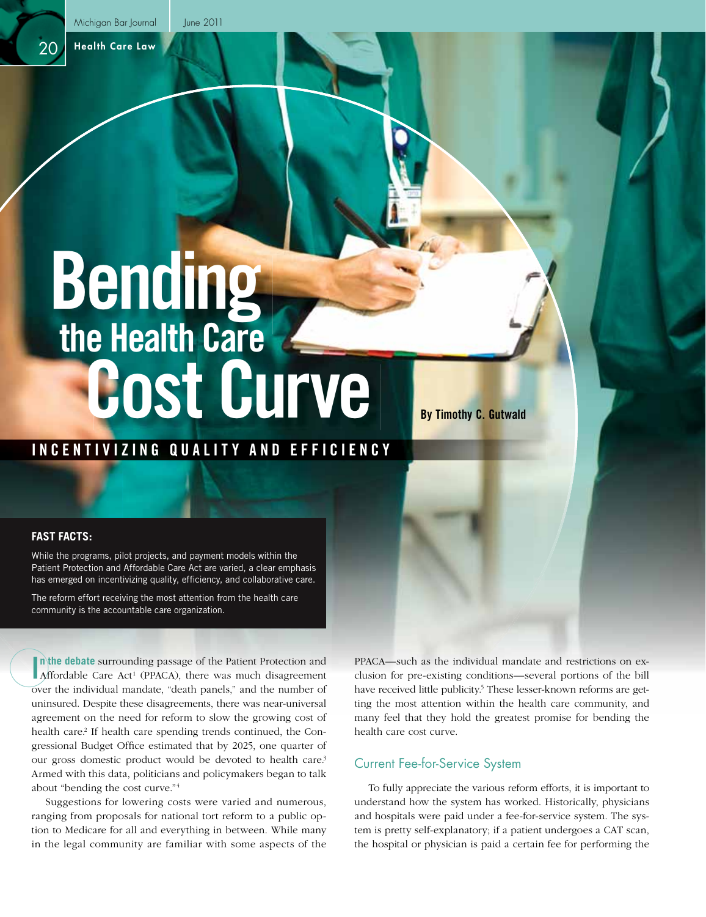# Bending the Health Care Cost Curve

## INCENTIVIZING QUALITY AND EFFICIENCY

By Timothy C. Gutwald

**FAST FACTS:**

While the programs, pilot projects, and payment models within the Patient Protection and Affordable Care Act are varied, a clear emphasis has emerged on incentivizing quality, efficiency, and collaborative care.

The reform effort receiving the most attention from the health care community is the accountable care organization.

**In the debate** surrounding passage of the Patient Protection and Affordable Care Act[1] (PPACA), there was much disagreement over the individual mandate, "death panels," and the number of uninsured. Despite these disagreements, there was near-universal agreement on the need for reform to slow the growing cost of health care.[2] If health care spending trends continued, the Congressional Budget Office estimated that by 2025, one quarter of our gross domestic product would be devoted to health care.[3] Armed with this data, politicians and policymakers began to talk about "bending the cost curve."[4]

Suggestions for lowering costs were varied and numerous, ranging from proposals for national tort reform to a public option to Medicare for all and everything in between. While many in the legal community are familiar with some aspects of the PPACA—such as the individual mandate and restrictions on exclusion for pre-existing conditions—several portions of the bill have received little publicity.[5] These lesser-known reforms are getting the most attention within the health care community, and many feel that they hold the greatest promise for bending the health care cost curve.

## Current Fee-for-Service System

To fully appreciate the various reform efforts, it is important to understand how the system has worked. Historically, physicians and hospitals were paid under a fee-for-service system. The system is pretty self-explanatory; if a patient undergoes a CAT scan, the hospital or physician is paid a certain fee for performing the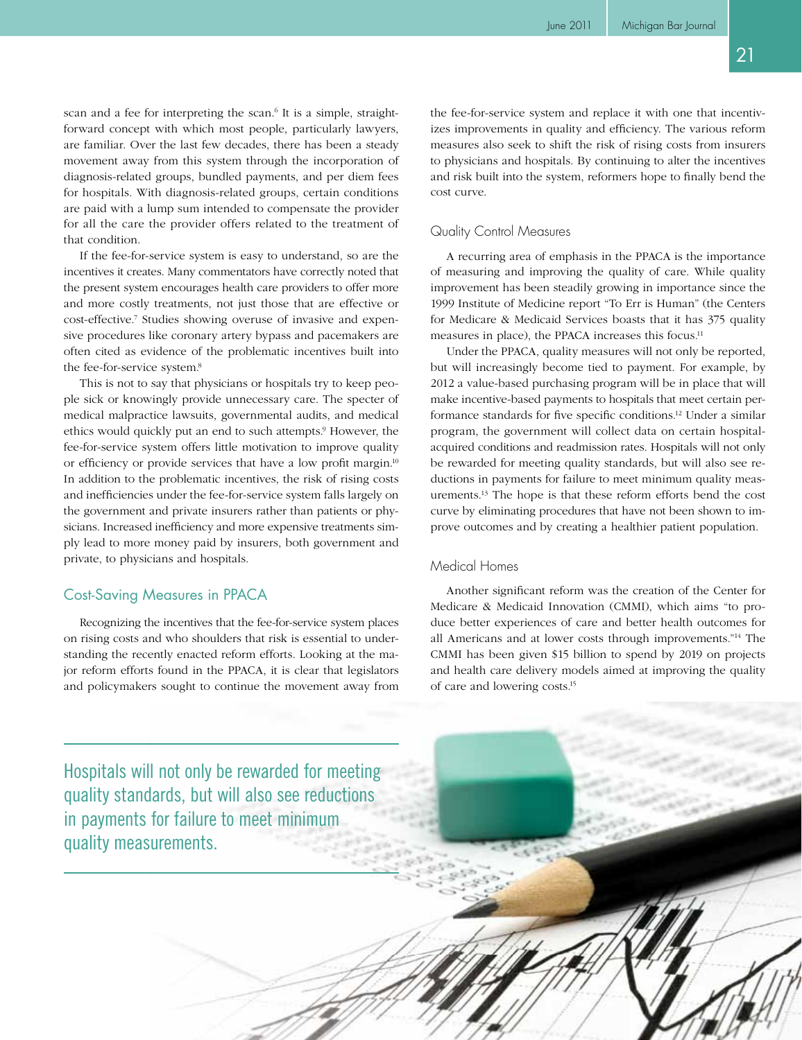scan and a fee for interpreting the scan.[6] It is a simple, straightforward concept with which most people, particularly lawyers, are familiar. Over the last few decades, there has been a steady movement away from this system through the incorporation of diagnosis-related groups, bundled payments, and per diem fees for hospitals. With diagnosis-related groups, certain conditions are paid with a lump sum intended to compensate the provider for all the care the provider offers related to the treatment of that condition.

If the fee-for-service system is easy to understand, so are the incentives it creates. Many commentators have correctly noted that the present system encourages health care providers to offer more and more costly treatments, not just those that are effective or cost-effective.[7] Studies showing overuse of invasive and expensive procedures like coronary artery bypass and pacemakers are often cited as evidence of the problematic incentives built into the fee-for-service system.[8]

This is not to say that physicians or hospitals try to keep people sick or knowingly provide unnecessary care. The specter of medical malpractice lawsuits, governmental audits, and medical ethics would quickly put an end to such attempts.[9] However, the fee-for-service system offers little motivation to improve quality or efficiency or provide services that have a low profit margin.[10] In addition to the problematic incentives, the risk of rising costs and inefficiencies under the fee-for-service system falls largely on the government and private insurers rather than patients or physicians. Increased inefficiency and more expensive treatments simply lead to more money paid by insurers, both government and private, to physicians and hospitals.

## Cost-Saving Measures in PPACA

Recognizing the incentives that the fee-for-service system places on rising costs and who shoulders that risk is essential to understanding the recently enacted reform efforts. Looking at the major reform efforts found in the PPACA, it is clear that legislators and policymakers sought to continue the movement away from the fee-for-service system and replace it with one that incentivizes improvements in quality and efficiency. The various reform measures also seek to shift the risk of rising costs from insurers to physicians and hospitals. By continuing to alter the incentives and risk built into the system, reformers hope to finally bend the cost curve.

### Quality Control Measures

A recurring area of emphasis in the PPACA is the importance of measuring and improving the quality of care. While quality improvement has been steadily growing in importance since the 1999 Institute of Medicine report "To Err is Human" (the Centers for Medicare & Medicaid Services boasts that it has 375 quality measures in place), the PPACA increases this focus.[11]

Under the PPACA, quality measures will not only be reported, but will increasingly become tied to payment. For example, by 2012 a value-based purchasing program will be in place that will make incentive-based payments to hospitals that meet certain performance standards for five specific conditions.[12] Under a similar program, the government will collect data on certain hospital-acquired conditions and readmission rates. Hospitals will not only be rewarded for meeting quality standards, but will also see reductions in payments for failure to meet minimum quality measurements.[13] The hope is that these reform efforts bend the cost curve by eliminating procedures that have not been shown to improve outcomes and by creating a healthier patient population.

### Medical Homes

Another significant reform was the creation of the Center for Medicare & Medicaid Innovation (CMMI), which aims "to produce better experiences of care and better health outcomes for all Americans and at lower costs through improvements."[14] The CMMI has been given $15 billion to spend by 2019 on projects and health care delivery models aimed at improving the quality of care and lowering costs.[15]

> Hospitals will not only be rewarded for meeting quality standards, but will also see reductions in payments for failure to meet minimum quality measurements.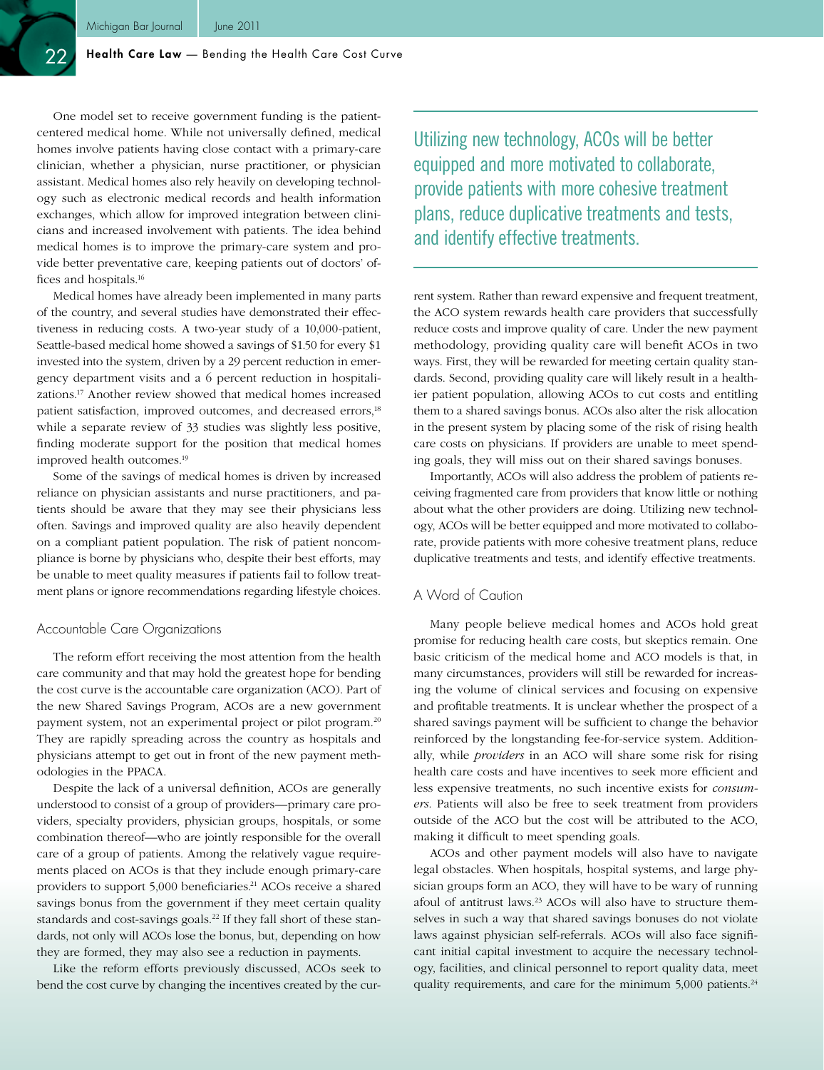One model set to receive government funding is the patient-centered medical home. While not universally defined, medical homes involve patients having close contact with a primary-care clinician, whether a physician, nurse practitioner, or physician assistant. Medical homes also rely heavily on developing technology such as electronic medical records and health information exchanges, which allow for improved integration between clinicians and increased involvement with patients. The idea behind medical homes is to improve the primary-care system and provide better preventative care, keeping patients out of doctors' offices and hospitals.[16]

Medical homes have already been implemented in many parts of the country, and several studies have demonstrated their effectiveness in reducing costs. A two-year study of a 10,000-patient, Seattle-based medical home showed a savings of $1.50 for every $1 invested into the system, driven by a 29 percent reduction in emergency department visits and a 6 percent reduction in hospitalizations.[17] Another review showed that medical homes increased patient satisfaction, improved outcomes, and decreased errors,[18] while a separate review of 33 studies was slightly less positive, finding moderate support for the position that medical homes improved health outcomes.[19]

Some of the savings of medical homes is driven by increased reliance on physician assistants and nurse practitioners, and patients should be aware that they may see their physicians less often. Savings and improved quality are also heavily dependent on a compliant patient population. The risk of patient noncompliance is borne by physicians who, despite their best efforts, may be unable to meet quality measures if patients fail to follow treatment plans or ignore recommendations regarding lifestyle choices.

## Accountable Care Organizations

The reform effort receiving the most attention from the health care community and that may hold the greatest hope for bending the cost curve is the accountable care organization (ACO). Part of the new Shared Savings Program, ACOs are a new government payment system, not an experimental project or pilot program.[20] They are rapidly spreading across the country as hospitals and physicians attempt to get out in front of the new payment methodologies in the PPACA.

Despite the lack of a universal definition, ACOs are generally understood to consist of a group of providers—primary care providers, specialty providers, physician groups, hospitals, or some combination thereof—who are jointly responsible for the overall care of a group of patients. Among the relatively vague requirements placed on ACOs is that they include enough primary-care providers to support 5,000 beneficiaries.[21] ACOs receive a shared savings bonus from the government if they meet certain quality standards and cost-savings goals.[22] If they fall short of these standards, not only will ACOs lose the bonus, but, depending on how they are formed, they may also see a reduction in payments.

Like the reform efforts previously discussed, ACOs seek to bend the cost curve by changing the incentives created by the current system. Rather than reward expensive and frequent treatment, the ACO system rewards health care providers that successfully reduce costs and improve quality of care. Under the new payment methodology, providing quality care will benefit ACOs in two ways. First, they will be rewarded for meeting certain quality standards. Second, providing quality care will likely result in a healthier patient population, allowing ACOs to cut costs and entitling them to a shared savings bonus. ACOs also alter the risk allocation in the present system by placing some of the risk of rising health care costs on physicians. If providers are unable to meet spending goals, they will miss out on their shared savings bonuses.

Importantly, ACOs will also address the problem of patients receiving fragmented care from providers that know little or nothing about what the other providers are doing. Utilizing new technology, ACOs will be better equipped and more motivated to collaborate, provide patients with more cohesive treatment plans, reduce duplicative treatments and tests, and identify effective treatments.

## A Word of Caution

Many people believe medical homes and ACOs hold great promise for reducing health care costs, but skeptics remain. One basic criticism of the medical home and ACO models is that, in many circumstances, providers will still be rewarded for increasing the volume of clinical services and focusing on expensive and profitable treatments. It is unclear whether the prospect of a shared savings payment will be sufficient to change the behavior reinforced by the longstanding fee-for-service system. Additionally, while *providers* in an ACO will share some risk for rising health care costs and have incentives to seek more efficient and less expensive treatments, no such incentive exists for *consumers*. Patients will also be free to seek treatment from providers outside of the ACO but the cost will be attributed to the ACO, making it difficult to meet spending goals.

ACOs and other payment models will also have to navigate legal obstacles. When hospitals, hospital systems, and large physician groups form an ACO, they will have to be wary of running afoul of antitrust laws.[23] ACOs will also have to structure themselves in such a way that shared savings bonuses do not violate laws against physician self-referrals. ACOs will also face significant initial capital investment to acquire the necessary technology, facilities, and clinical personnel to report quality data, meet quality requirements, and care for the minimum 5,000 patients.[24]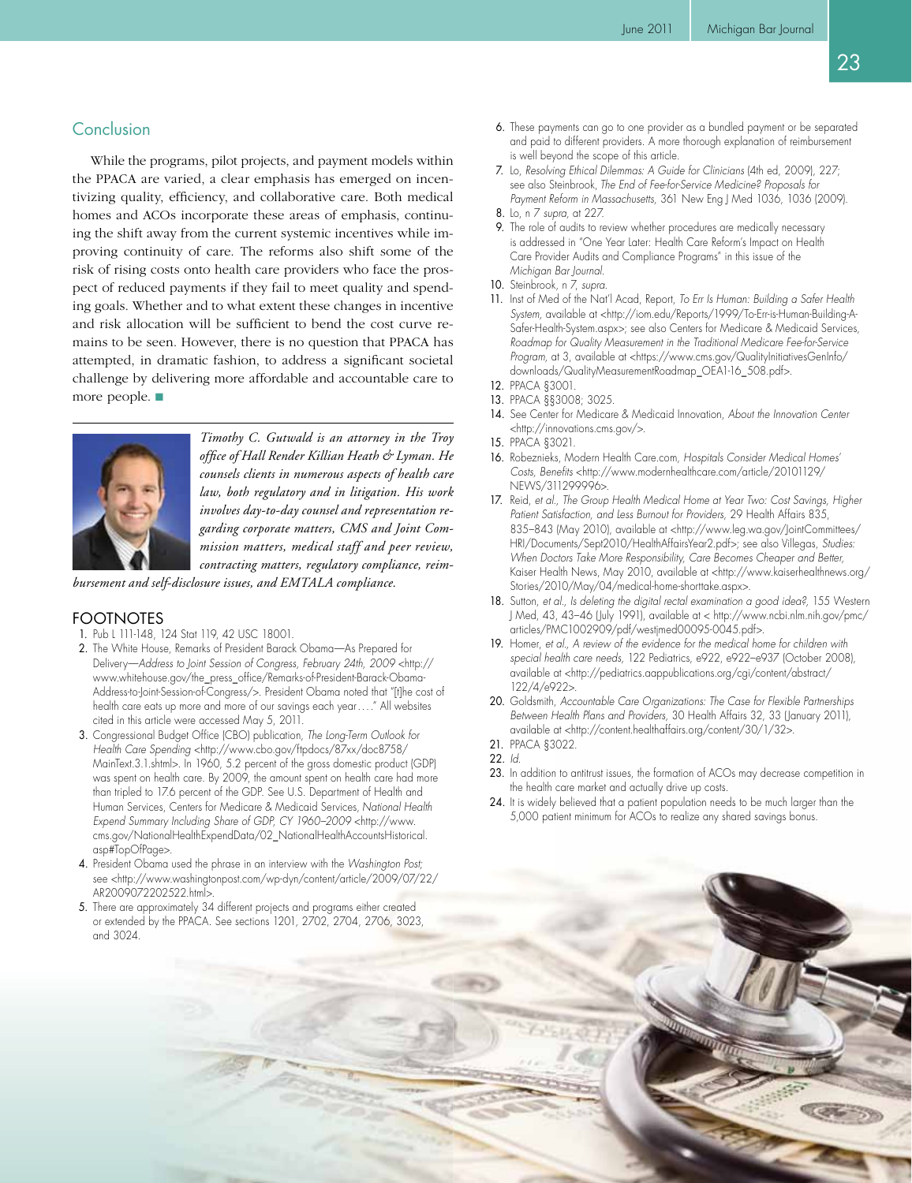## Conclusion

While the programs, pilot projects, and payment models within the PPACA are varied, a clear emphasis has emerged on incentivizing quality, efficiency, and collaborative care. Both medical homes and ACOs incorporate these areas of emphasis, continuing the shift away from the current systemic incentives while improving continuity of care. The reforms also shift some of the risk of rising costs onto health care providers who face the prospect of reduced payments if they fail to meet quality and spending goals. Whether and to what extent these changes in incentive and risk allocation will be sufficient to bend the cost curve remains to be seen. However, there is no question that PPACA has attempted, in dramatic fashion, to address a significant societal challenge by delivering more affordable and accountable care to more people. ■

*Timothy C. Gutwald is an attorney in the Troy office of Hall Render Killian Heath & Lyman. He counsels clients in numerous aspects of health care law, both regulatory and in litigation. His work involves day-to-day counsel and representation regarding corporate matters, CMS and Joint Commission matters, medical staff and peer review, contracting matters, regulatory compliance, reimbursement and self-disclosure issues, and EMTALA compliance.*

## FOOTNOTES

1. Pub L 111-148, 124 Stat 119, 42 USC 18001.
2. The White House, Remarks of President Barack Obama—As Prepared for Delivery—*Address to Joint Session of Congress, February 24th, 2009* <http://www.whitehouse.gov/the_press_office/Remarks-of-President-Barack-Obama-Address-to-Joint-Session-of-Congress/>. President Obama noted that "[t]he cost of health care eats up more and more of our savings each year. . . ." All websites cited in this article were accessed May 5, 2011.
3. Congressional Budget Office (CBO) publication, *The Long-Term Outlook for Health Care Spending* <http://www.cbo.gov/ftpdocs/87xx/doc8758/MainText.3.1.shtml>. In 1960, 5.2 percent of the gross domestic product (GDP) was spent on health care. By 2009, the amount spent on health care had more than tripled to 17.6 percent of the GDP. See U.S. Department of Health and Human Services, Centers for Medicare & Medicaid Services, *National Health Expend Summary Including Share of GDP, CY 1960–2009* <http://www.cms.gov/NationalHealthExpendData/02_NationalHealthAccountsHistorical.asp#TopOfPage>.
4. President Obama used the phrase in an interview with the *Washington Post;* see <http://www.washingtonpost.com/wp-dyn/content/article/2009/07/22/AR2009072202522.html>.
5. There are approximately 34 different projects and programs either created or extended by the PPACA. See sections 1201, 2702, 2704, 2706, 3023, and 3024.
6. These payments can go to one provider as a bundled payment or be separated and paid to different providers. A more thorough explanation of reimbursement is well beyond the scope of this article.
7. Lo, *Resolving Ethical Dilemmas: A Guide for Clinicians* (4th ed, 2009), 227; see also Steinbrook, *The End of Fee-for-Service Medicine? Proposals for Payment Reform in Massachusetts,* 361 New Eng J Med 1036, 1036 (2009).
8. Lo, n 7 *supra,* at 227.
9. The role of audits to review whether procedures are medically necessary is addressed in "One Year Later: Health Care Reform's Impact on Health Care Provider Audits and Compliance Programs" in this issue of the *Michigan Bar Journal.*
10. Steinbrook, n 7, *supra.*
11. Inst of Med of the Nat'l Acad, Report, *To Err Is Human: Building a Safer Health System,* available at <http://iom.edu/Reports/1999/To-Err-is-Human-Building-A-Safer-Health-System.aspx>; see also Centers for Medicare & Medicaid Services, *Roadmap for Quality Measurement in the Traditional Medicare Fee-for-Service Program,* at 3, available at <https://www.cms.gov/QualityInitiativesGenInfo/downloads/QualityMeasurementRoadmap_OEA1-16_508.pdf>.
12. PPACA §3001.
13. PPACA §§3008; 3025.
14. See Center for Medicare & Medicaid Innovation, *About the Innovation Center* <http://innovations.cms.gov/>.
15. PPACA §3021.
16. Robeznieks, Modern Health Care.com, *Hospitals Consider Medical Homes' Costs, Benefits* <http://www.modernhealthcare.com/article/20101129/NEWS/311299996>.
17. Reid, *et al., The Group Health Medical Home at Year Two: Cost Savings, Higher Patient Satisfaction, and Less Burnout for Providers,* 29 Health Affairs 835, 835–843 (May 2010), available at <http://www.leg.wa.gov/JointCommittees/HRI/Documents/Sept2010/HealthAffairsYear2.pdf>; see also Villegas, *Studies: When Doctors Take More Responsibility, Care Becomes Cheaper and Better,* Kaiser Health News, May 2010, available at <http://www.kaiserhealthnews.org/Stories/2010/May/04/medical-home-shorttake.aspx>.
18. Sutton, *et al., Is deleting the digital rectal examination a good idea?,* 155 Western J Med, 43, 43–46 (July 1991), available at < http://www.ncbi.nlm.nih.gov/pmc/articles/PMC1002909/pdf/westjmed00095-0045.pdf>.
19. Homer, *et al., A review of the evidence for the medical home for children with special health care needs,* 122 Pediatrics, e922, e922–e937 (October 2008), available at <http://pediatrics.aappublications.org/cgi/content/abstract/122/4/e922>.
20. Goldsmith, *Accountable Care Organizations: The Case for Flexible Partnerships Between Health Plans and Providers,* 30 Health Affairs 32, 33 (January 2011), available at <http://content.healthaffairs.org/content/30/1/32>.
21. PPACA §3022.
22. *Id.*
23. In addition to antitrust issues, the formation of ACOs may decrease competition in the health care market and actually drive up costs.
24. It is widely believed that a patient population needs to be much larger than the 5,000 patient minimum for ACOs to realize any shared savings bonus.